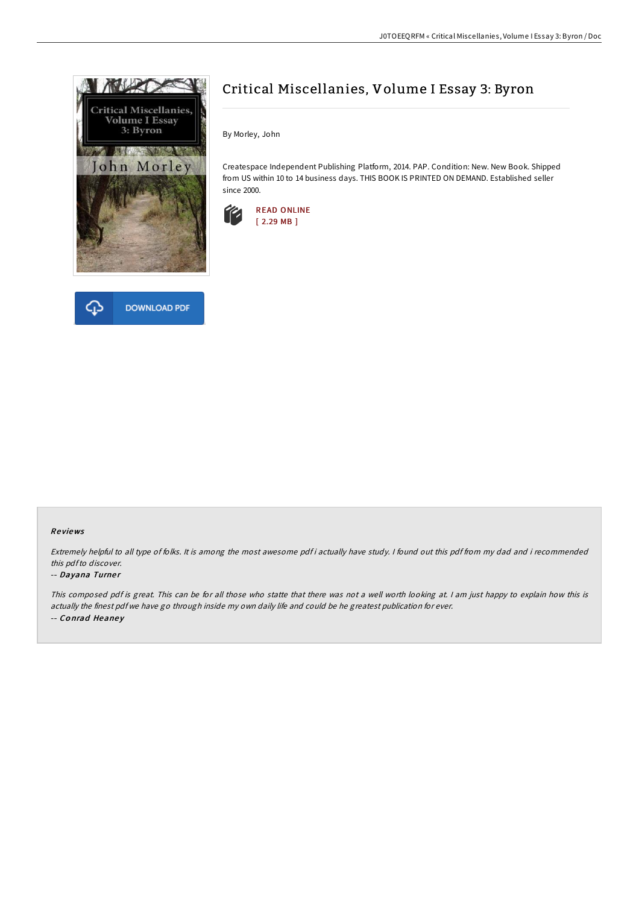# Critical Miscellanies, Volume I Essay 3: Byron

By Morley, John

Createspace Independent Publishing Platform, 2014. PAP. Condition: New. New Book. Shipped from US within 10 to 14 business days. THIS BOOK IS PRINTED ON DEMAND. Established seller since 2000.

READ ONLINE
[ 2.29 MB ]

DOWNLOAD PDF

## Reviews

*Extremely helpful to all type of folks. It is among the most awesome pdf i actually have study. I found out this pdf from my dad and i recommended this pdf to discover.*

-- ***Dayana Turner***

*This composed pdf is great. This can be for all those who statte that there was not a well worth looking at. I am just happy to explain how this is actually the finest pdf we have go through inside my own daily life and could be he greatest publication for ever.*

-- ***Conrad Heaney***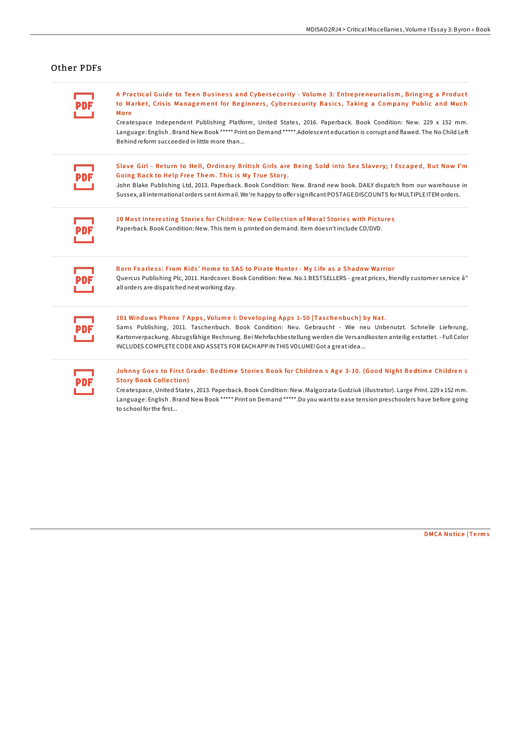## Other PDFs

**A Practical Guide to Teen Business and Cybersecurity - Volume 3: Entrepreneurialism, Bringing a Product to Market, Crisis Management for Beginners, Cybersecurity Basics, Taking a Company Public and Much More**

Createspace Independent Publishing Platform, United States, 2016. Paperback. Book Condition: New. 229 x 152 mm. Language: English . Brand New Book ***** Print on Demand *****.Adolescent education is corrupt and flawed. The No Child Left Behind reform succeeded in little more than...

**Slave Girl - Return to Hell, Ordinary British Girls are Being Sold into Sex Slavery; I Escaped, But Now I'm Going Back to Help Free Them. This is My True Story.**

John Blake Publishing Ltd, 2013. Paperback. Book Condition: New. Brand new book. DAILY dispatch from our warehouse in Sussex, all international orders sent Airmail. We're happy to offer significant POSTAGE DISCOUNTS for MULTIPLE ITEM orders.

**10 Most Interesting Stories for Children: New Collection of Moral Stories with Pictures**

Paperback. Book Condition: New. This item is printed on demand. Item doesn't include CD/DVD.

**Born Fearless: From Kids' Home to SAS to Pirate Hunter - My Life as a Shadow Warrior**

Quercus Publishing Plc, 2011. Hardcover. Book Condition: New. No.1 BESTSELLERS - great prices, friendly customer service â" all orders are dispatched next working day.

**101 Windows Phone 7 Apps, Volume I: Developing Apps 1-50 [Taschenbuch] by Nat.**

Sams Publishing, 2011. Taschenbuch. Book Condition: Neu. Gebraucht - Wie neu Unbenutzt. Schnelle Lieferung, Kartonverpackung. Abzugsfähige Rechnung. Bei Mehrfachbestellung werden die Versandkosten anteilig erstattet. - Full Color INCLUDES COMPLETE CODE AND ASSETS FOR EACH APP IN THIS VOLUME! Got a great idea...

**Johnny Goes to First Grade: Bedtime Stories Book for Children s Age 3-10. (Good Night Bedtime Children s Story Book Collection)**

Createspace, United States, 2013. Paperback. Book Condition: New. Malgorzata Gudziuk (illustrator). Large Print. 229 x 152 mm. Language: English . Brand New Book ***** Print on Demand *****.Do you want to ease tension preschoolers have before going to school for the first...